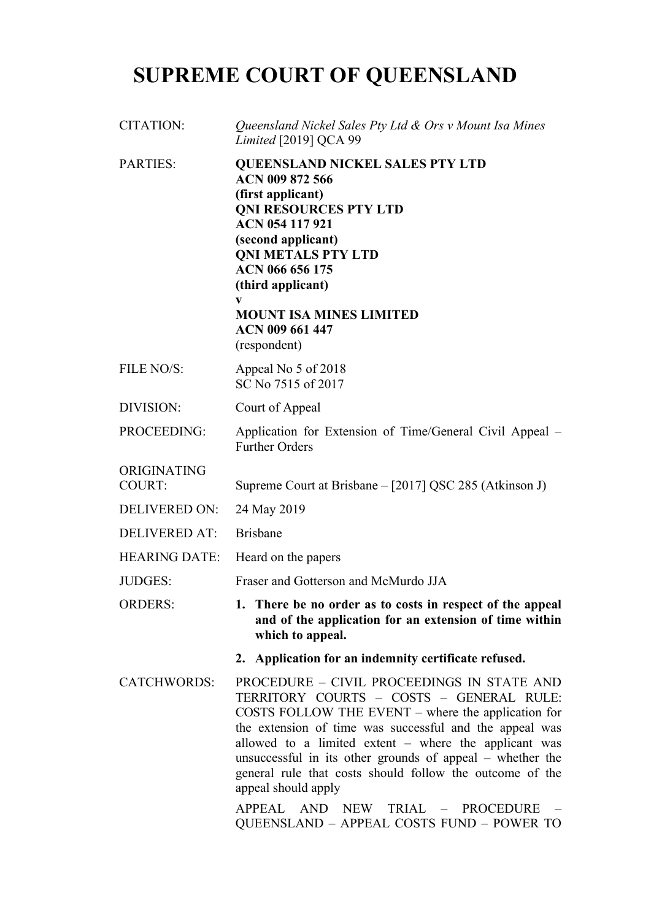# SUPREME COURT OF QUEENSLAND

| | |
|---|---|
| CITATION: | *Queensland Nickel Sales Pty Ltd & Ors v Mount Isa Mines Limited* [2019] QCA 99 |
| PARTIES: | **QUEENSLAND NICKEL SALES PTY LTD**<br>**ACN 009 872 566**<br>**(first applicant)**<br>**QNI RESOURCES PTY LTD**<br>**ACN 054 117 921**<br>**(second applicant)**<br>**QNI METALS PTY LTD**<br>**ACN 066 656 175**<br>**(third applicant)**<br>**v**<br>**MOUNT ISA MINES LIMITED**<br>**ACN 009 661 447**<br>(respondent) |
| FILE NO/S: | Appeal No 5 of 2018<br>SC No 7515 of 2017 |
| DIVISION: | Court of Appeal |
| PROCEEDING: | Application for Extension of Time/General Civil Appeal – Further Orders |
| ORIGINATING COURT: | Supreme Court at Brisbane – [2017] QSC 285 (Atkinson J) |
| DELIVERED ON: | 24 May 2019 |
| DELIVERED AT: | Brisbane |
| HEARING DATE: | Heard on the papers |
| JUDGES: | Fraser and Gotterson and McMurdo JJA |
| ORDERS: | **1. There be no order as to costs in respect of the appeal and of the application for an extension of time within which to appeal.**<br>**2. Application for an indemnity certificate refused.** |
| CATCHWORDS: | PROCEDURE – CIVIL PROCEEDINGS IN STATE AND TERRITORY COURTS – COSTS – GENERAL RULE: COSTS FOLLOW THE EVENT – where the application for the extension of time was successful and the appeal was allowed to a limited extent – where the applicant was unsuccessful in its other grounds of appeal – whether the general rule that costs should follow the outcome of the appeal should apply<br><br>APPEAL AND NEW TRIAL – PROCEDURE – QUEENSLAND – APPEAL COSTS FUND – POWER TO |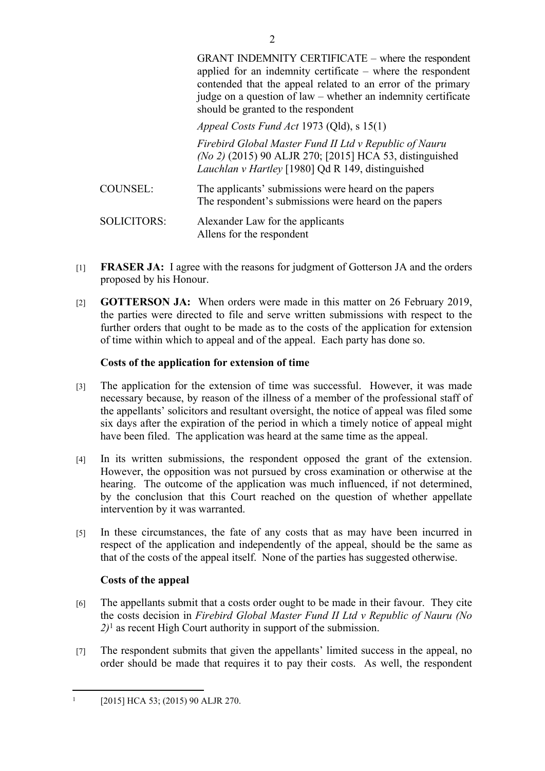GRANT INDEMNITY CERTIFICATE – where the respondent applied for an indemnity certificate – where the respondent contended that the appeal related to an error of the primary judge on a question of law – whether an indemnity certificate should be granted to the respondent

*Appeal Costs Fund Act* 1973 (Qld), s 15(1)

*Firebird Global Master Fund II Ltd v Republic of Nauru (No 2)* (2015) 90 ALJR 270; [2015] HCA 53, distinguished
*Lauchlan v Hartley* [1980] Qd R 149, distinguished

COUNSEL: The applicants' submissions were heard on the papers
The respondent's submissions were heard on the papers

SOLICITORS: Alexander Law for the applicants
Allens for the respondent

[1] **FRASER JA:** I agree with the reasons for judgment of Gotterson JA and the orders proposed by his Honour.

[2] **GOTTERSON JA:** When orders were made in this matter on 26 February 2019, the parties were directed to file and serve written submissions with respect to the further orders that ought to be made as to the costs of the application for extension of time within which to appeal and of the appeal. Each party has done so.

**Costs of the application for extension of time**

[3] The application for the extension of time was successful. However, it was made necessary because, by reason of the illness of a member of the professional staff of the appellants' solicitors and resultant oversight, the notice of appeal was filed some six days after the expiration of the period in which a timely notice of appeal might have been filed. The application was heard at the same time as the appeal.

[4] In its written submissions, the respondent opposed the grant of the extension. However, the opposition was not pursued by cross examination or otherwise at the hearing. The outcome of the application was much influenced, if not determined, by the conclusion that this Court reached on the question of whether appellate intervention by it was warranted.

[5] In these circumstances, the fate of any costs that as may have been incurred in respect of the application and independently of the appeal, should be the same as that of the costs of the appeal itself. None of the parties has suggested otherwise.

**Costs of the appeal**

[6] The appellants submit that a costs order ought to be made in their favour. They cite the costs decision in *Firebird Global Master Fund II Ltd v Republic of Nauru (No 2)*[1] as recent High Court authority in support of the submission.

[7] The respondent submits that given the appellants' limited success in the appeal, no order should be made that requires it to pay their costs. As well, the respondent

[1] [2015] HCA 53; (2015) 90 ALJR 270.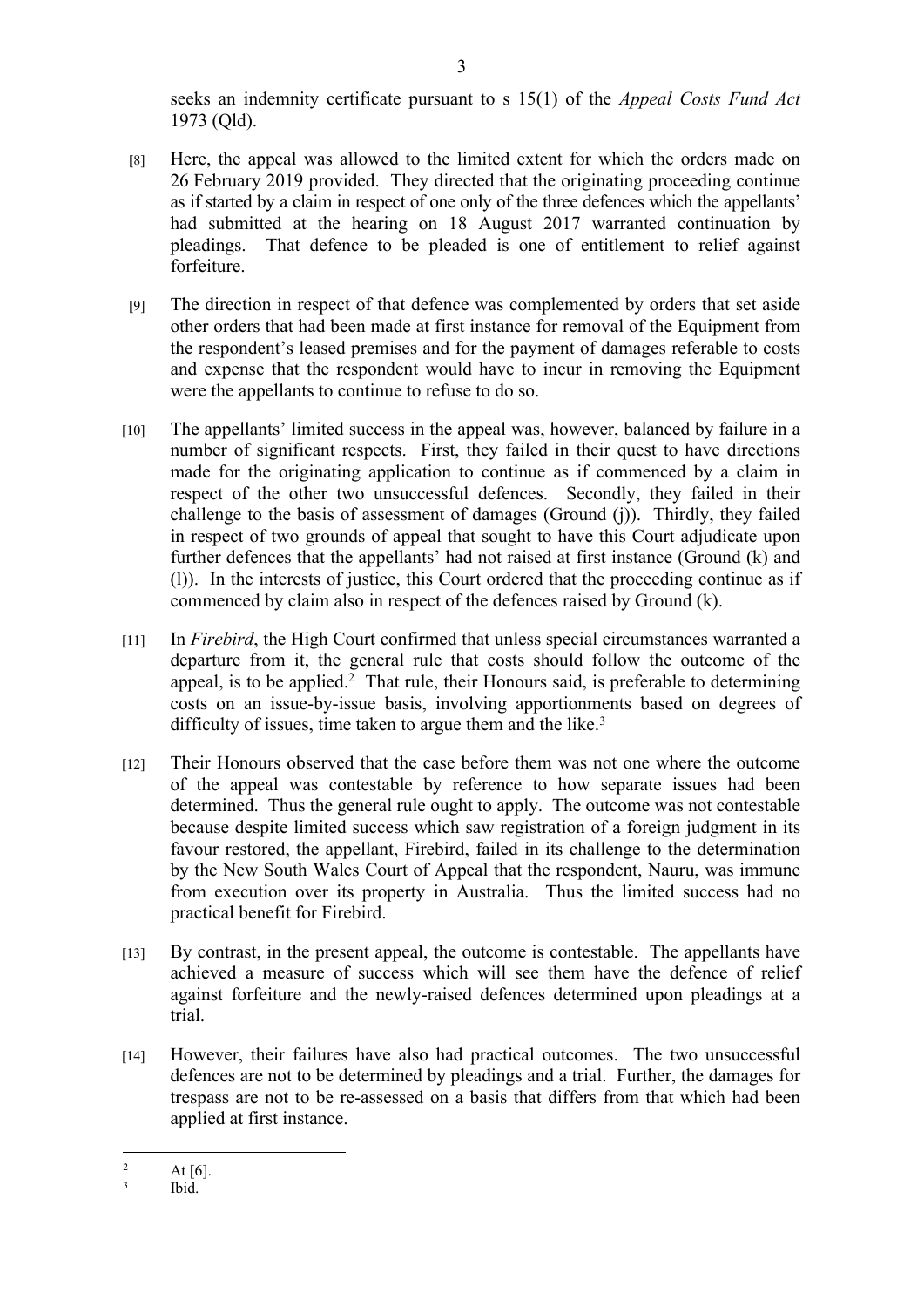seeks an indemnity certificate pursuant to s 15(1) of the *Appeal Costs Fund Act* 1973 (Qld).

[8] Here, the appeal was allowed to the limited extent for which the orders made on 26 February 2019 provided. They directed that the originating proceeding continue as if started by a claim in respect of one only of the three defences which the appellants' had submitted at the hearing on 18 August 2017 warranted continuation by pleadings. That defence to be pleaded is one of entitlement to relief against forfeiture.

[9] The direction in respect of that defence was complemented by orders that set aside other orders that had been made at first instance for removal of the Equipment from the respondent's leased premises and for the payment of damages referable to costs and expense that the respondent would have to incur in removing the Equipment were the appellants to continue to refuse to do so.

[10] The appellants' limited success in the appeal was, however, balanced by failure in a number of significant respects. First, they failed in their quest to have directions made for the originating application to continue as if commenced by a claim in respect of the other two unsuccessful defences. Secondly, they failed in their challenge to the basis of assessment of damages (Ground (j)). Thirdly, they failed in respect of two grounds of appeal that sought to have this Court adjudicate upon further defences that the appellants' had not raised at first instance (Ground (k) and (l)). In the interests of justice, this Court ordered that the proceeding continue as if commenced by claim also in respect of the defences raised by Ground (k).

[11] In *Firebird*, the High Court confirmed that unless special circumstances warranted a departure from it, the general rule that costs should follow the outcome of the appeal, is to be applied.[2] That rule, their Honours said, is preferable to determining costs on an issue-by-issue basis, involving apportionments based on degrees of difficulty of issues, time taken to argue them and the like.[3]

[12] Their Honours observed that the case before them was not one where the outcome of the appeal was contestable by reference to how separate issues had been determined. Thus the general rule ought to apply. The outcome was not contestable because despite limited success which saw registration of a foreign judgment in its favour restored, the appellant, Firebird, failed in its challenge to the determination by the New South Wales Court of Appeal that the respondent, Nauru, was immune from execution over its property in Australia. Thus the limited success had no practical benefit for Firebird.

[13] By contrast, in the present appeal, the outcome is contestable. The appellants have achieved a measure of success which will see them have the defence of relief against forfeiture and the newly-raised defences determined upon pleadings at a trial.

[14] However, their failures have also had practical outcomes. The two unsuccessful defences are not to be determined by pleadings and a trial. Further, the damages for trespass are not to be re-assessed on a basis that differs from that which had been applied at first instance.

---

[2] At [6].

[3] Ibid.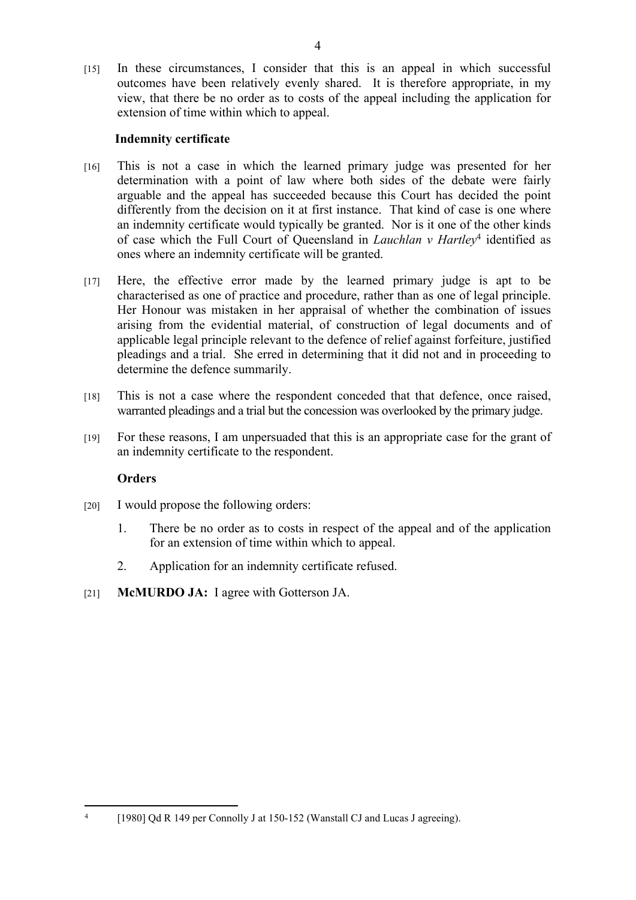[15] In these circumstances, I consider that this is an appeal in which successful outcomes have been relatively evenly shared. It is therefore appropriate, in my view, that there be no order as to costs of the appeal including the application for extension of time within which to appeal.

**Indemnity certificate**

[16] This is not a case in which the learned primary judge was presented for her determination with a point of law where both sides of the debate were fairly arguable and the appeal has succeeded because this Court has decided the point differently from the decision on it at first instance. That kind of case is one where an indemnity certificate would typically be granted. Nor is it one of the other kinds of case which the Full Court of Queensland in *Lauchlan v Hartley*[4] identified as ones where an indemnity certificate will be granted.

[17] Here, the effective error made by the learned primary judge is apt to be characterised as one of practice and procedure, rather than as one of legal principle. Her Honour was mistaken in her appraisal of whether the combination of issues arising from the evidential material, of construction of legal documents and of applicable legal principle relevant to the defence of relief against forfeiture, justified pleadings and a trial. She erred in determining that it did not and in proceeding to determine the defence summarily.

[18] This is not a case where the respondent conceded that that defence, once raised, warranted pleadings and a trial but the concession was overlooked by the primary judge.

[19] For these reasons, I am unpersuaded that this is an appropriate case for the grant of an indemnity certificate to the respondent.

**Orders**

[20] I would propose the following orders:

1. There be no order as to costs in respect of the appeal and of the application for an extension of time within which to appeal.
2. Application for an indemnity certificate refused.

[21] **McMURDO JA:** I agree with Gotterson JA.

---

[4] [1980] Qd R 149 per Connolly J at 150-152 (Wanstall CJ and Lucas J agreeing).